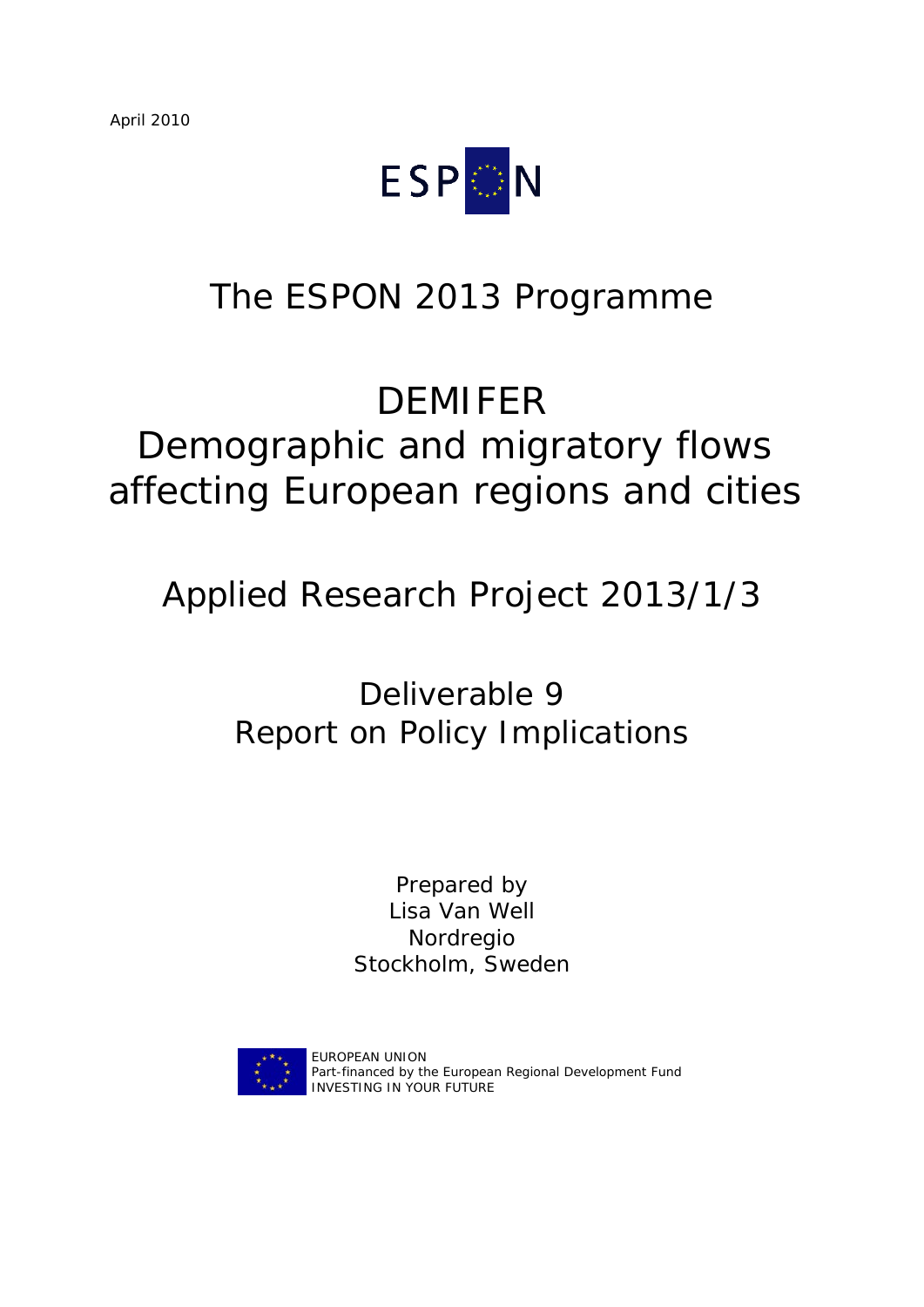April 2010

ESPON

# The ESPON 2013 Programme

# DEMIFER
# Demographic and migratory flows affecting European regions and cities

## Applied Research Project 2013/1/3

## Deliverable 9
## Report on Policy Implications

Prepared by
Lisa Van Well
Nordregio
Stockholm, Sweden

EUROPEAN UNION
Part-financed by the European Regional Development Fund
INVESTING IN YOUR FUTURE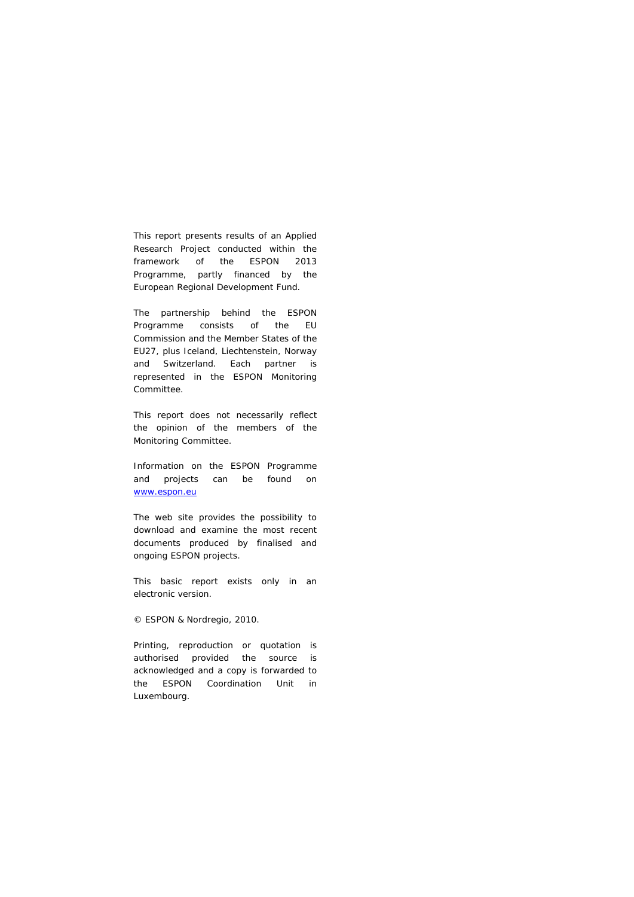This report presents results of an Applied Research Project conducted within the framework of the ESPON 2013 Programme, partly financed by the European Regional Development Fund.

The partnership behind the ESPON Programme consists of the EU Commission and the Member States of the EU27, plus Iceland, Liechtenstein, Norway and Switzerland. Each partner is represented in the ESPON Monitoring Committee.

This report does not necessarily reflect the opinion of the members of the Monitoring Committee.

Information on the ESPON Programme and projects can be found on [www.espon.eu](http://www.espon.eu)

The web site provides the possibility to download and examine the most recent documents produced by finalised and ongoing ESPON projects.

This basic report exists only in an electronic version.

© ESPON & Nordregio, 2010.

Printing, reproduction or quotation is authorised provided the source is acknowledged and a copy is forwarded to the ESPON Coordination Unit in Luxembourg.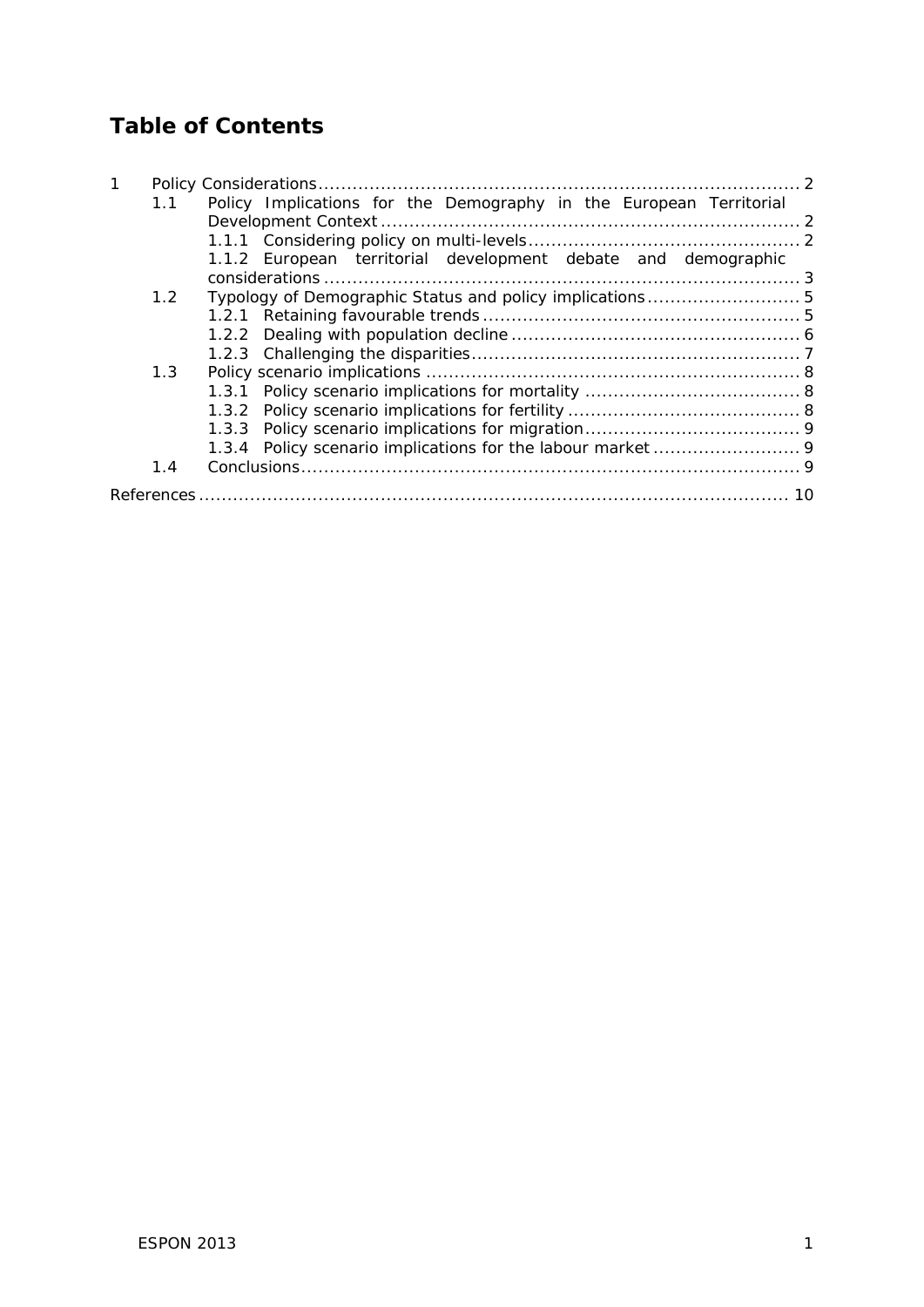# Table of Contents

- 1 Policy Considerations .......... 2
  - 1.1 Policy Implications for the Demography in the European Territorial Development Context .......... 2
    - 1.1.1 Considering policy on multi-levels .......... 2
    - 1.1.2 European territorial development debate and demographic considerations .......... 3
  - 1.2 Typology of Demographic Status and policy implications .......... 5
    - 1.2.1 Retaining favourable trends .......... 5
    - 1.2.2 Dealing with population decline .......... 6
    - 1.2.3 Challenging the disparities .......... 7
  - 1.3 Policy scenario implications .......... 8
    - 1.3.1 Policy scenario implications for mortality .......... 8
    - 1.3.2 Policy scenario implications for fertility .......... 8
    - 1.3.3 Policy scenario implications for migration .......... 9
    - 1.3.4 Policy scenario implications for the labour market .......... 9
  - 1.4 Conclusions .......... 9
- References .......... 10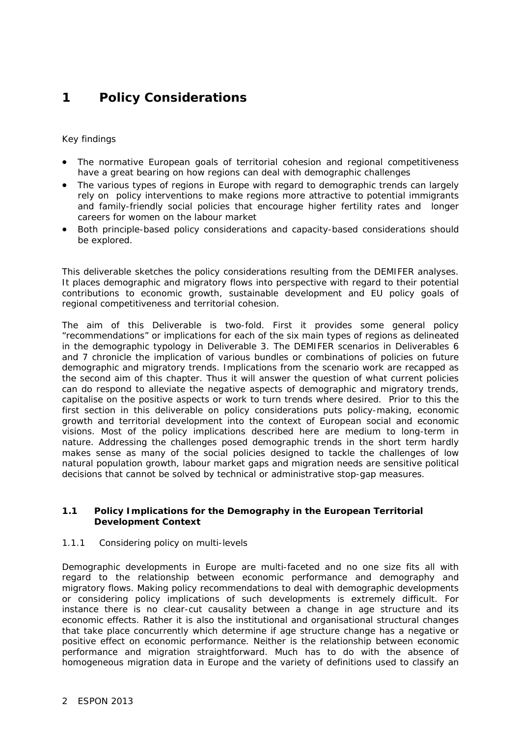# 1 Policy Considerations

Key findings

- The normative European goals of territorial cohesion and regional competitiveness have a great bearing on how regions can deal with demographic challenges
- The various types of regions in Europe with regard to demographic trends can largely rely on policy interventions to make regions more attractive to potential immigrants and family-friendly social policies that encourage higher fertility rates and longer careers for women on the labour market
- Both principle-based policy considerations and capacity-based considerations should be explored.

This deliverable sketches the policy considerations resulting from the DEMIFER analyses. It places demographic and migratory flows into perspective with regard to their potential contributions to economic growth, sustainable development and EU policy goals of regional competitiveness and territorial cohesion.

The aim of this Deliverable is two-fold. First it provides some general policy "recommendations" or implications for each of the six main types of regions as delineated in the demographic typology in Deliverable 3. The DEMIFER scenarios in Deliverables 6 and 7 chronicle the implication of various bundles or combinations of policies on future demographic and migratory trends. Implications from the scenario work are recapped as the second aim of this chapter. Thus it will answer the question of what current policies can do respond to alleviate the negative aspects of demographic and migratory trends, capitalise on the positive aspects or work to turn trends where desired. Prior to this the first section in this deliverable on policy considerations puts policy-making, economic growth and territorial development into the context of European social and economic visions. Most of the policy implications described here are medium to long-term in nature. Addressing the challenges posed demographic trends in the short term hardly makes sense as many of the social policies designed to tackle the challenges of low natural population growth, labour market gaps and migration needs are sensitive political decisions that cannot be solved by technical or administrative stop-gap measures.

## 1.1 Policy Implications for the Demography in the European Territorial Development Context

### 1.1.1 Considering policy on multi-levels

Demographic developments in Europe are multi-faceted and no one size fits all with regard to the relationship between economic performance and demography and migratory flows. Making policy recommendations to deal with demographic developments or considering policy implications of such developments is extremely difficult. For instance there is no clear-cut causality between a change in age structure and its economic effects. Rather it is also the institutional and organisational structural changes that take place concurrently which determine if age structure change has a negative or positive effect on economic performance. Neither is the relationship between economic performance and migration straightforward. Much has to do with the absence of homogeneous migration data in Europe and the variety of definitions used to classify an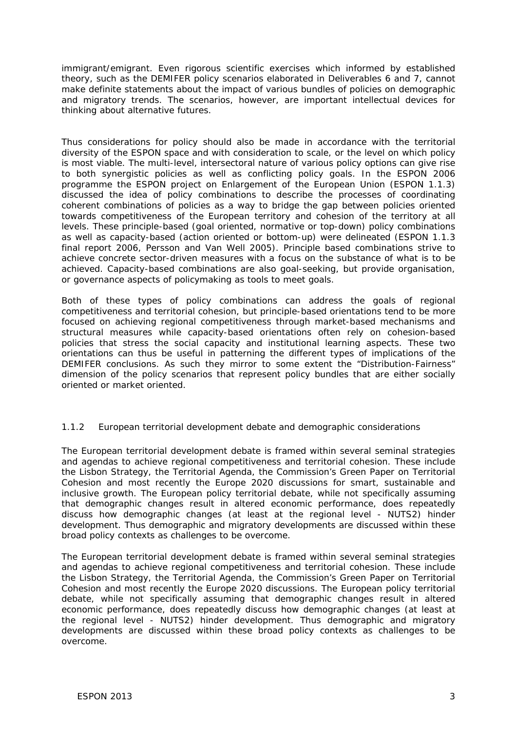immigrant/emigrant. Even rigorous scientific exercises which informed by established theory, such as the DEMIFER policy scenarios elaborated in Deliverables 6 and 7, cannot make definite statements about the impact of various bundles of policies on demographic and migratory trends. The scenarios, however, are important intellectual devices for thinking about alternative futures.

Thus considerations for policy should also be made in accordance with the territorial diversity of the ESPON space and with consideration to scale, or the level on which policy is most viable. The multi-level, intersectoral nature of various policy options can give rise to both synergistic policies as well as conflicting policy goals. In the ESPON 2006 programme the ESPON project on Enlargement of the European Union (ESPON 1.1.3) discussed the idea of policy combinations to describe the processes of coordinating coherent combinations of policies as a way to bridge the gap between policies oriented towards competitiveness of the European territory and cohesion of the territory at all levels. These principle-based (goal oriented, normative or top-down) policy combinations as well as capacity-based (action oriented or bottom-up) were delineated (ESPON 1.1.3 final report 2006, Persson and Van Well 2005). Principle based combinations strive to achieve concrete sector-driven measures with a focus on the substance of what is to be achieved. Capacity-based combinations are also goal-seeking, but provide organisation, or governance aspects of policymaking as tools to meet goals.

Both of these types of policy combinations can address the goals of regional competitiveness and territorial cohesion, but principle-based orientations tend to be more focused on achieving regional competitiveness through market-based mechanisms and structural measures while capacity-based orientations often rely on cohesion-based policies that stress the social capacity and institutional learning aspects. These two orientations can thus be useful in patterning the different types of implications of the DEMIFER conclusions. As such they mirror to some extent the "Distribution-Fairness" dimension of the policy scenarios that represent policy bundles that are either socially oriented or market oriented.

### 1.1.2 European territorial development debate and demographic considerations

The European territorial development debate is framed within several seminal strategies and agendas to achieve regional competitiveness and territorial cohesion. These include the Lisbon Strategy, the Territorial Agenda, the Commission's Green Paper on Territorial Cohesion and most recently the Europe 2020 discussions for smart, sustainable and inclusive growth. The European policy territorial debate, while not specifically assuming that demographic changes result in altered economic performance, does repeatedly discuss how demographic changes (at least at the regional level - NUTS2) hinder development. Thus demographic and migratory developments are discussed within these broad policy contexts as challenges to be overcome.

The European territorial development debate is framed within several seminal strategies and agendas to achieve regional competitiveness and territorial cohesion. These include the Lisbon Strategy, the Territorial Agenda, the Commission's Green Paper on Territorial Cohesion and most recently the Europe 2020 discussions. The European policy territorial debate, while not specifically assuming that demographic changes result in altered economic performance, does repeatedly discuss how demographic changes (at least at the regional level - NUTS2) hinder development. Thus demographic and migratory developments are discussed within these broad policy contexts as challenges to be overcome.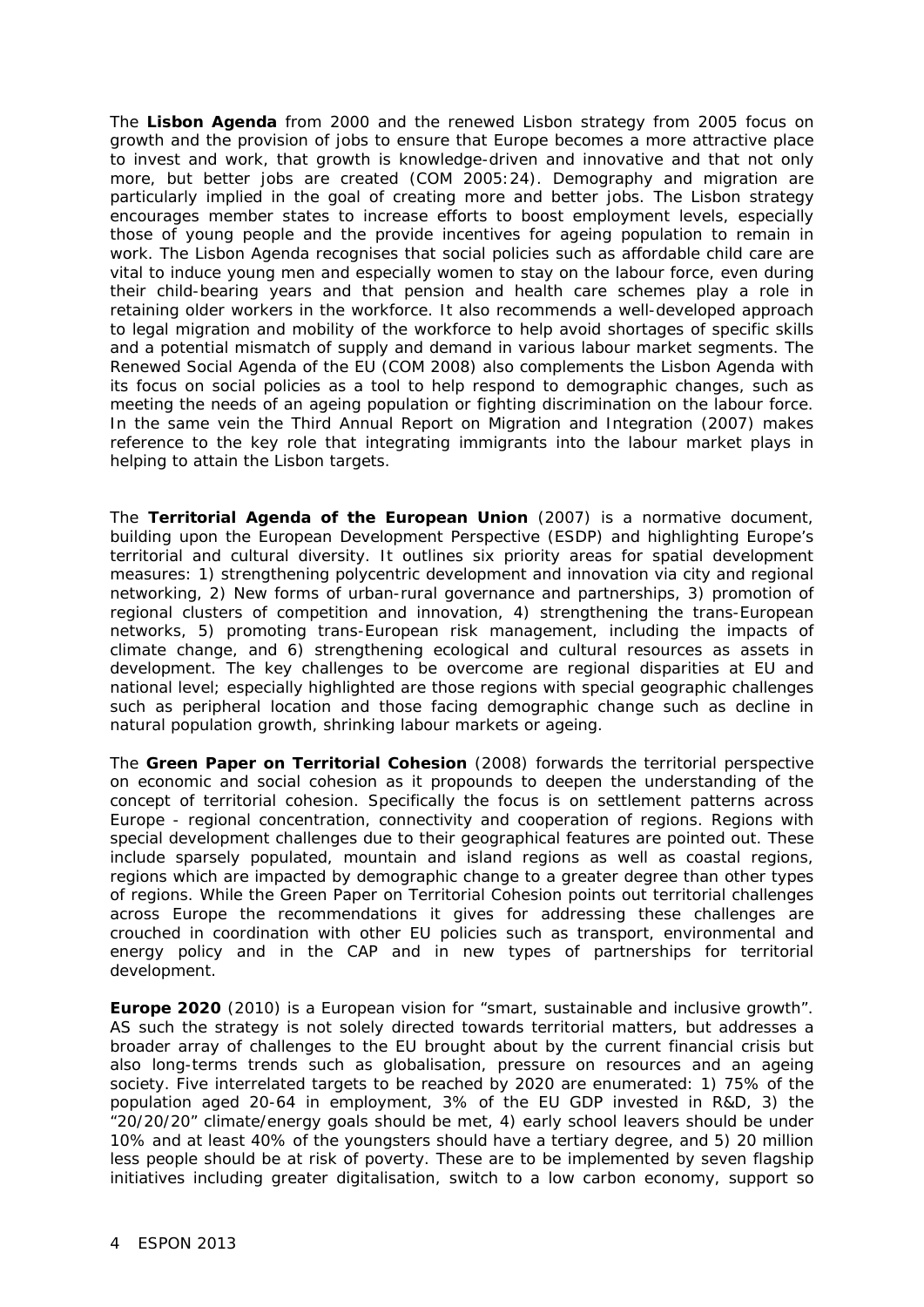The **Lisbon Agenda** from 2000 and the renewed Lisbon strategy from 2005 focus on growth and the provision of jobs to ensure that Europe becomes a more attractive place to invest and work, that growth is knowledge-driven and innovative and that not only more, but better jobs are created (COM 2005:24). Demography and migration are particularly implied in the goal of creating more and better jobs. The Lisbon strategy encourages member states to increase efforts to boost employment levels, especially those of young people and the provide incentives for ageing population to remain in work. The Lisbon Agenda recognises that social policies such as affordable child care are vital to induce young men and especially women to stay on the labour force, even during their child-bearing years and that pension and health care schemes play a role in retaining older workers in the workforce. It also recommends a well-developed approach to legal migration and mobility of the workforce to help avoid shortages of specific skills and a potential mismatch of supply and demand in various labour market segments. The Renewed Social Agenda of the EU (COM 2008) also complements the Lisbon Agenda with its focus on social policies as a tool to help respond to demographic changes, such as meeting the needs of an ageing population or fighting discrimination on the labour force. In the same vein the Third Annual Report on Migration and Integration (2007) makes reference to the key role that integrating immigrants into the labour market plays in helping to attain the Lisbon targets.

The **Territorial Agenda of the European Union** (2007) is a normative document, building upon the European Development Perspective (ESDP) and highlighting Europe's territorial and cultural diversity. It outlines six priority areas for spatial development measures: 1) strengthening polycentric development and innovation via city and regional networking, 2) New forms of urban-rural governance and partnerships, 3) promotion of regional clusters of competition and innovation, 4) strengthening the trans-European networks, 5) promoting trans-European risk management, including the impacts of climate change, and 6) strengthening ecological and cultural resources as assets in development. The key challenges to be overcome are regional disparities at EU and national level; especially highlighted are those regions with special geographic challenges such as peripheral location and those facing demographic change such as decline in natural population growth, shrinking labour markets or ageing.

The **Green Paper on Territorial Cohesion** (2008) forwards the territorial perspective on economic and social cohesion as it propounds to deepen the understanding of the concept of territorial cohesion. Specifically the focus is on settlement patterns across Europe - regional concentration, connectivity and cooperation of regions. Regions with special development challenges due to their geographical features are pointed out. These include sparsely populated, mountain and island regions as well as coastal regions, regions which are impacted by demographic change to a greater degree than other types of regions. While the Green Paper on Territorial Cohesion points out territorial challenges across Europe the recommendations it gives for addressing these challenges are crouched in coordination with other EU policies such as transport, environmental and energy policy and in the CAP and in new types of partnerships for territorial development.

**Europe 2020** (2010) is a European vision for "smart, sustainable and inclusive growth". AS such the strategy is not solely directed towards territorial matters, but addresses a broader array of challenges to the EU brought about by the current financial crisis but also long-terms trends such as globalisation, pressure on resources and an ageing society. Five interrelated targets to be reached by 2020 are enumerated: 1) 75% of the population aged 20-64 in employment, 3% of the EU GDP invested in R&D, 3) the "20/20/20" climate/energy goals should be met, 4) early school leavers should be under 10% and at least 40% of the youngsters should have a tertiary degree, and 5) 20 million less people should be at risk of poverty. These are to be implemented by seven flagship initiatives including greater digitalisation, switch to a low carbon economy, support so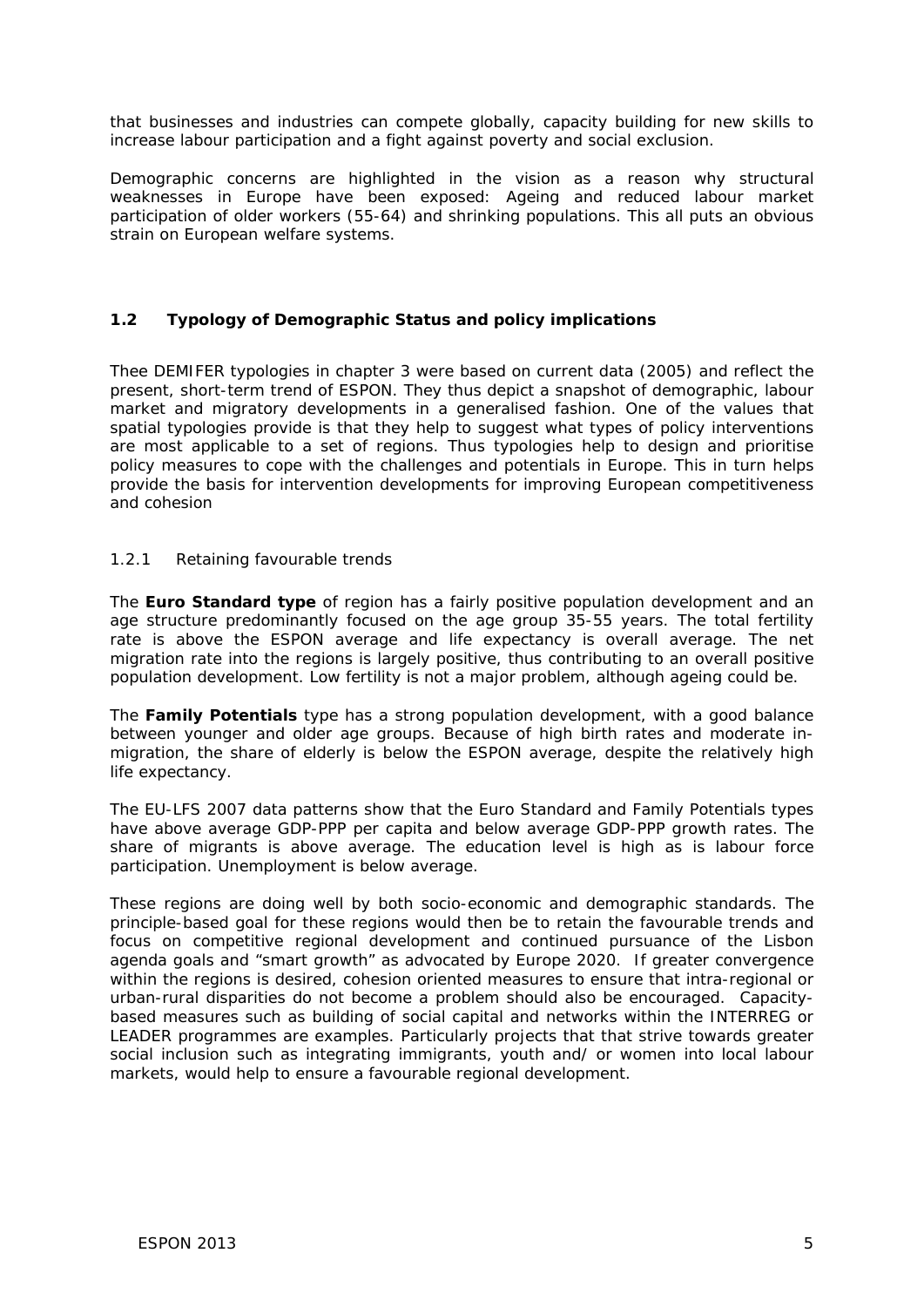that businesses and industries can compete globally, capacity building for new skills to increase labour participation and a fight against poverty and social exclusion.

Demographic concerns are highlighted in the vision as a reason why structural weaknesses in Europe have been exposed: Ageing and reduced labour market participation of older workers (55-64) and shrinking populations. This all puts an obvious strain on European welfare systems.

## 1.2 Typology of Demographic Status and policy implications

Thee DEMIFER typologies in chapter 3 were based on current data (2005) and reflect the present, short-term trend of ESPON. They thus depict a snapshot of demographic, labour market and migratory developments in a generalised fashion. One of the values that spatial typologies provide is that they help to suggest what types of policy interventions are most applicable to a set of regions. Thus typologies help to design and prioritise policy measures to cope with the challenges and potentials in Europe. This in turn helps provide the basis for intervention developments for improving European competitiveness and cohesion

### 1.2.1 Retaining favourable trends

The **Euro Standard type** of region has a fairly positive population development and an age structure predominantly focused on the age group 35-55 years. The total fertility rate is above the ESPON average and life expectancy is overall average. The net migration rate into the regions is largely positive, thus contributing to an overall positive population development. Low fertility is not a major problem, although ageing could be.

The **Family Potentials** type has a strong population development, with a good balance between younger and older age groups. Because of high birth rates and moderate in-migration, the share of elderly is below the ESPON average, despite the relatively high life expectancy.

The EU-LFS 2007 data patterns show that the Euro Standard and Family Potentials types have above average GDP-PPP per capita and below average GDP-PPP growth rates. The share of migrants is above average. The education level is high as is labour force participation. Unemployment is below average.

These regions are doing well by both socio-economic and demographic standards. The principle-based goal for these regions would then be to retain the favourable trends and focus on competitive regional development and continued pursuance of the Lisbon agenda goals and "smart growth" as advocated by Europe 2020. If greater convergence within the regions is desired, cohesion oriented measures to ensure that intra-regional or urban-rural disparities do not become a problem should also be encouraged. Capacity-based measures such as building of social capital and networks within the INTERREG or LEADER programmes are examples. Particularly projects that that strive towards greater social inclusion such as integrating immigrants, youth and/ or women into local labour markets, would help to ensure a favourable regional development.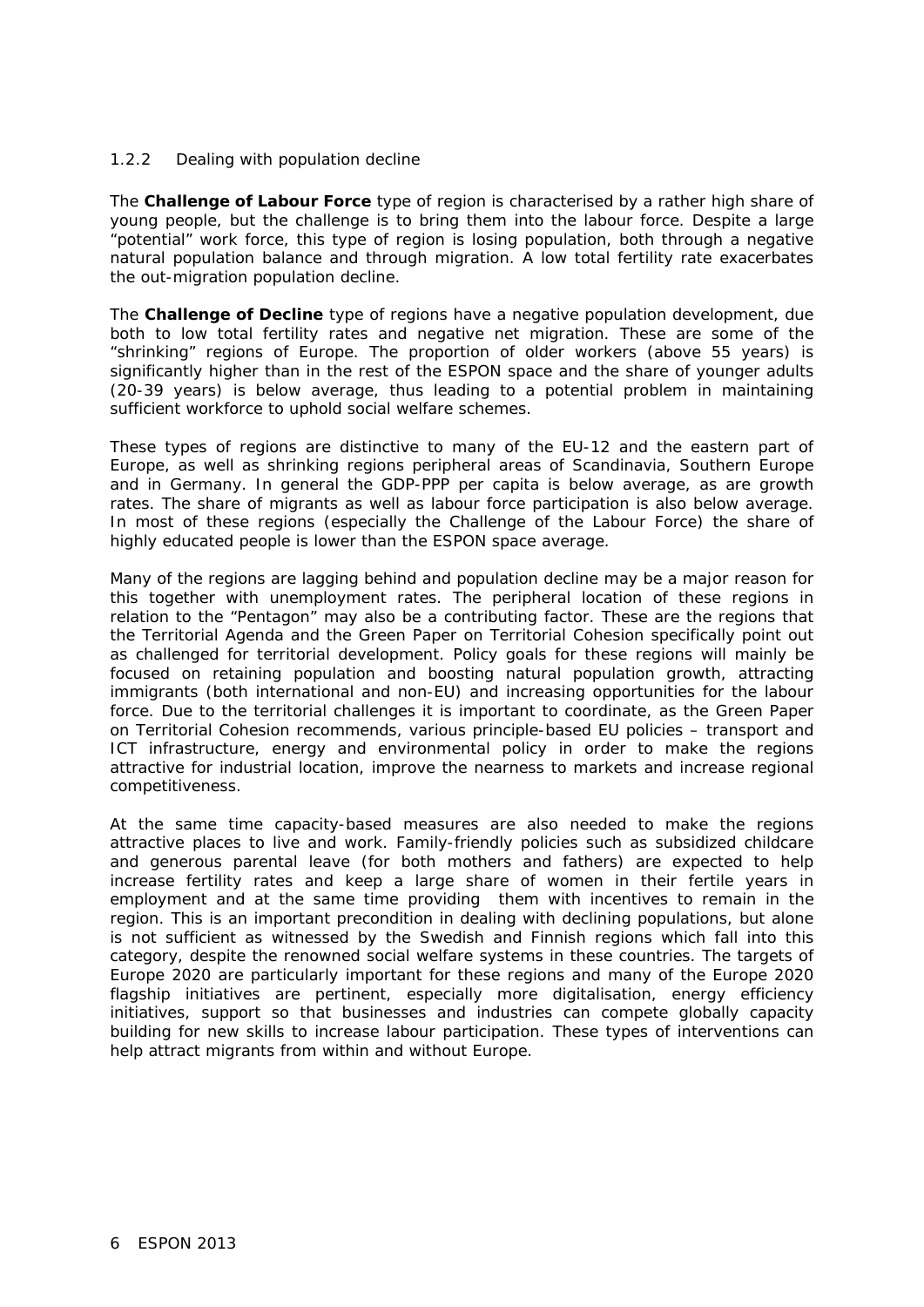### 1.2.2 Dealing with population decline

The **Challenge of Labour Force** type of region is characterised by a rather high share of young people, but the challenge is to bring them into the labour force. Despite a large "potential" work force, this type of region is losing population, both through a negative natural population balance and through migration. A low total fertility rate exacerbates the out-migration population decline.

The **Challenge of Decline** type of regions have a negative population development, due both to low total fertility rates and negative net migration. These are some of the "shrinking" regions of Europe. The proportion of older workers (above 55 years) is significantly higher than in the rest of the ESPON space and the share of younger adults (20-39 years) is below average, thus leading to a potential problem in maintaining sufficient workforce to uphold social welfare schemes.

These types of regions are distinctive to many of the EU-12 and the eastern part of Europe, as well as shrinking regions peripheral areas of Scandinavia, Southern Europe and in Germany. In general the GDP-PPP per capita is below average, as are growth rates. The share of migrants as well as labour force participation is also below average. In most of these regions (especially the Challenge of the Labour Force) the share of highly educated people is lower than the ESPON space average.

Many of the regions are lagging behind and population decline may be a major reason for this together with unemployment rates. The peripheral location of these regions in relation to the "Pentagon" may also be a contributing factor. These are the regions that the Territorial Agenda and the Green Paper on Territorial Cohesion specifically point out as challenged for territorial development. Policy goals for these regions will mainly be focused on retaining population and boosting natural population growth, attracting immigrants (both international and non-EU) and increasing opportunities for the labour force. Due to the territorial challenges it is important to coordinate, as the Green Paper on Territorial Cohesion recommends, various principle-based EU policies – transport and ICT infrastructure, energy and environmental policy in order to make the regions attractive for industrial location, improve the nearness to markets and increase regional competitiveness.

At the same time capacity-based measures are also needed to make the regions attractive places to live and work. Family-friendly policies such as subsidized childcare and generous parental leave (for both mothers and fathers) are expected to help increase fertility rates and keep a large share of women in their fertile years in employment and at the same time providing them with incentives to remain in the region. This is an important precondition in dealing with declining populations, but alone is not sufficient as witnessed by the Swedish and Finnish regions which fall into this category, despite the renowned social welfare systems in these countries. The targets of Europe 2020 are particularly important for these regions and many of the Europe 2020 flagship initiatives are pertinent, especially more digitalisation, energy efficiency initiatives, support so that businesses and industries can compete globally capacity building for new skills to increase labour participation. These types of interventions can help attract migrants from within and without Europe.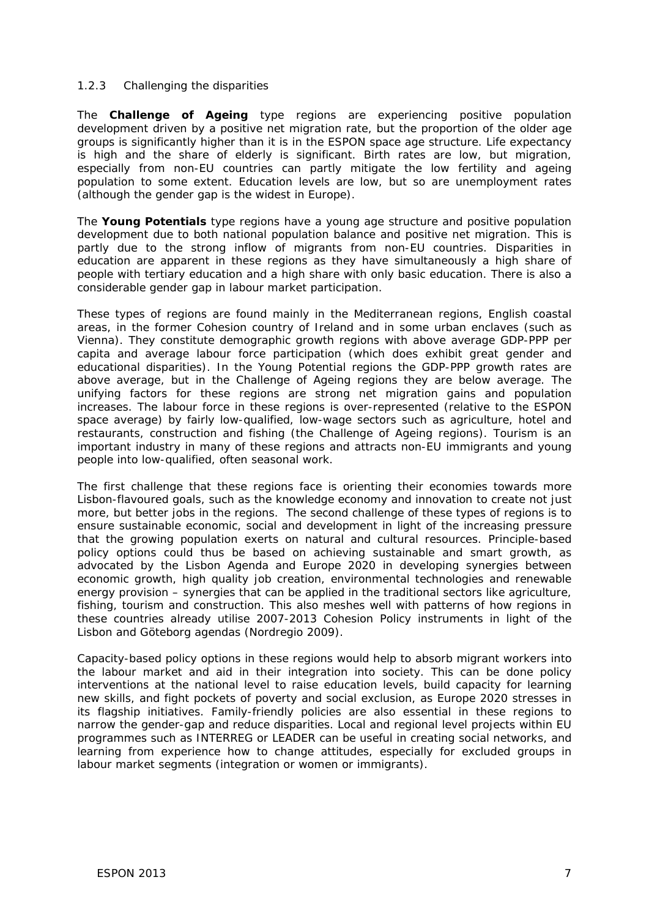### 1.2.3 Challenging the disparities

The **Challenge of Ageing** type regions are experiencing positive population development driven by a positive net migration rate, but the proportion of the older age groups is significantly higher than it is in the ESPON space age structure. Life expectancy is high and the share of elderly is significant. Birth rates are low, but migration, especially from non-EU countries can partly mitigate the low fertility and ageing population to some extent. Education levels are low, but so are unemployment rates (although the gender gap is the widest in Europe).

The **Young Potentials** type regions have a young age structure and positive population development due to both national population balance and positive net migration. This is partly due to the strong inflow of migrants from non-EU countries. Disparities in education are apparent in these regions as they have simultaneously a high share of people with tertiary education and a high share with only basic education. There is also a considerable gender gap in labour market participation.

These types of regions are found mainly in the Mediterranean regions, English coastal areas, in the former Cohesion country of Ireland and in some urban enclaves (such as Vienna). They constitute demographic growth regions with above average GDP-PPP per capita and average labour force participation (which does exhibit great gender and educational disparities). In the Young Potential regions the GDP-PPP growth rates are above average, but in the Challenge of Ageing regions they are below average. The unifying factors for these regions are strong net migration gains and population increases. The labour force in these regions is over-represented (relative to the ESPON space average) by fairly low-qualified, low-wage sectors such as agriculture, hotel and restaurants, construction and fishing (the Challenge of Ageing regions). Tourism is an important industry in many of these regions and attracts non-EU immigrants and young people into low-qualified, often seasonal work.

The first challenge that these regions face is orienting their economies towards more Lisbon-flavoured goals, such as the knowledge economy and innovation to create not just more, but better jobs in the regions. The second challenge of these types of regions is to ensure sustainable economic, social and development in light of the increasing pressure that the growing population exerts on natural and cultural resources. Principle-based policy options could thus be based on achieving sustainable and smart growth, as advocated by the Lisbon Agenda and Europe 2020 in developing synergies between economic growth, high quality job creation, environmental technologies and renewable energy provision – synergies that can be applied in the traditional sectors like agriculture, fishing, tourism and construction. This also meshes well with patterns of how regions in these countries already utilise 2007-2013 Cohesion Policy instruments in light of the Lisbon and Göteborg agendas (Nordregio 2009).

Capacity-based policy options in these regions would help to absorb migrant workers into the labour market and aid in their integration into society. This can be done policy interventions at the national level to raise education levels, build capacity for learning new skills, and fight pockets of poverty and social exclusion, as Europe 2020 stresses in its flagship initiatives. Family-friendly policies are also essential in these regions to narrow the gender-gap and reduce disparities. Local and regional level projects within EU programmes such as INTERREG or LEADER can be useful in creating social networks, and learning from experience how to change attitudes, especially for excluded groups in labour market segments (integration or women or immigrants).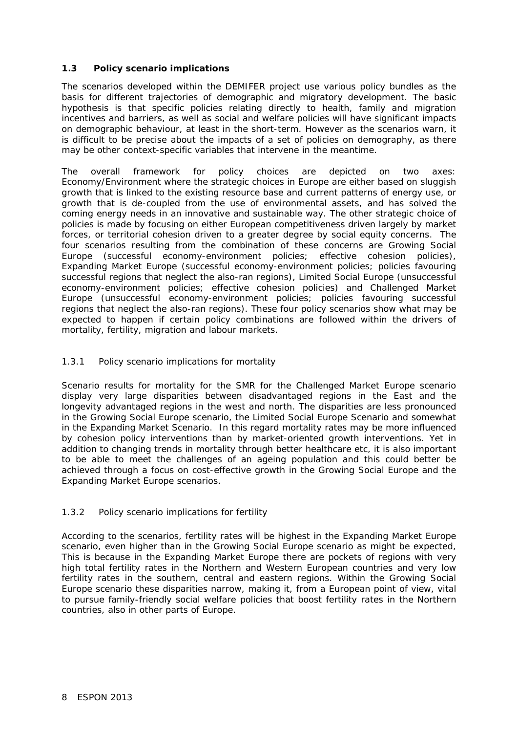## 1.3 Policy scenario implications

The scenarios developed within the DEMIFER project use various policy bundles as the basis for different trajectories of demographic and migratory development. The basic hypothesis is that specific policies relating directly to health, family and migration incentives and barriers, as well as social and welfare policies will have significant impacts on demographic behaviour, at least in the short-term. However as the scenarios warn, it is difficult to be precise about the impacts of a set of policies on demography, as there may be other context-specific variables that intervene in the meantime.

The overall framework for policy choices are depicted on two axes: Economy/Environment where the strategic choices in Europe are either based on sluggish growth that is linked to the existing resource base and current patterns of energy use, or growth that is de-coupled from the use of environmental assets, and has solved the coming energy needs in an innovative and sustainable way. The other strategic choice of policies is made by focusing on either European competitiveness driven largely by market forces, or territorial cohesion driven to a greater degree by social equity concerns. The four scenarios resulting from the combination of these concerns are Growing Social Europe (successful economy-environment policies; effective cohesion policies), Expanding Market Europe (successful economy-environment policies; policies favouring successful regions that neglect the also-ran regions), Limited Social Europe (unsuccessful economy-environment policies; effective cohesion policies) and Challenged Market Europe (unsuccessful economy-environment policies; policies favouring successful regions that neglect the also-ran regions). These four policy scenarios show what may be expected to happen if certain policy combinations are followed within the drivers of mortality, fertility, migration and labour markets.

### 1.3.1 Policy scenario implications for mortality

Scenario results for mortality for the SMR for the Challenged Market Europe scenario display very large disparities between disadvantaged regions in the East and the longevity advantaged regions in the west and north. The disparities are less pronounced in the Growing Social Europe scenario, the Limited Social Europe Scenario and somewhat in the Expanding Market Scenario. In this regard mortality rates may be more influenced by cohesion policy interventions than by market-oriented growth interventions. Yet in addition to changing trends in mortality through better healthcare etc, it is also important to be able to meet the challenges of an ageing population and this could better be achieved through a focus on cost-effective growth in the Growing Social Europe and the Expanding Market Europe scenarios.

### 1.3.2 Policy scenario implications for fertility

According to the scenarios, fertility rates will be highest in the Expanding Market Europe scenario, even higher than in the Growing Social Europe scenario as might be expected, This is because in the Expanding Market Europe there are pockets of regions with very high total fertility rates in the Northern and Western European countries and very low fertility rates in the southern, central and eastern regions. Within the Growing Social Europe scenario these disparities narrow, making it, from a European point of view, vital to pursue family-friendly social welfare policies that boost fertility rates in the Northern countries, also in other parts of Europe.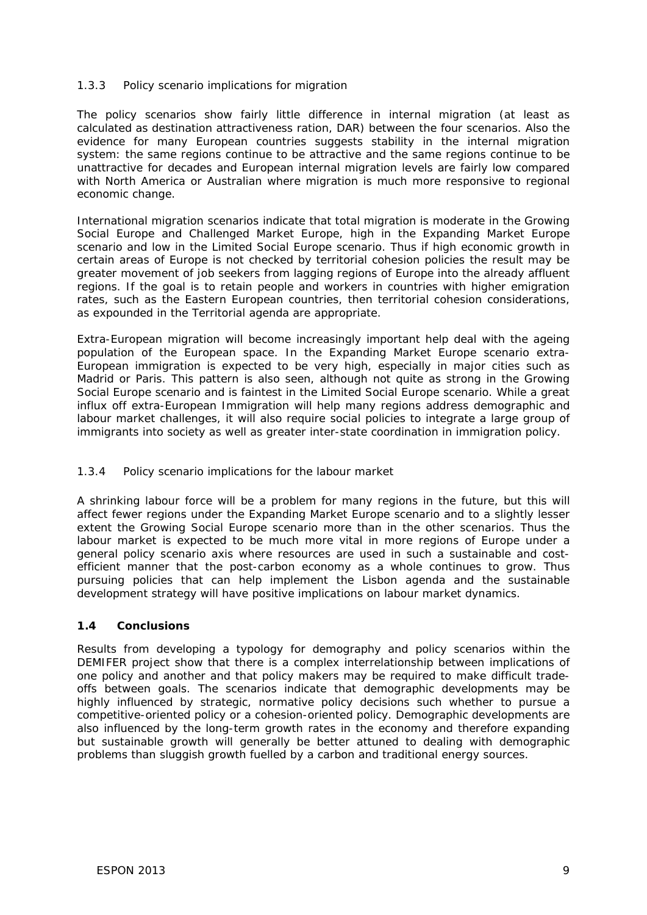### 1.3.3 Policy scenario implications for migration

The policy scenarios show fairly little difference in internal migration (at least as calculated as destination attractiveness ration, DAR) between the four scenarios. Also the evidence for many European countries suggests stability in the internal migration system: the same regions continue to be attractive and the same regions continue to be unattractive for decades and European internal migration levels are fairly low compared with North America or Australian where migration is much more responsive to regional economic change.

International migration scenarios indicate that total migration is moderate in the Growing Social Europe and Challenged Market Europe, high in the Expanding Market Europe scenario and low in the Limited Social Europe scenario. Thus if high economic growth in certain areas of Europe is not checked by territorial cohesion policies the result may be greater movement of job seekers from lagging regions of Europe into the already affluent regions. If the goal is to retain people and workers in countries with higher emigration rates, such as the Eastern European countries, then territorial cohesion considerations, as expounded in the Territorial agenda are appropriate.

Extra-European migration will become increasingly important help deal with the ageing population of the European space. In the Expanding Market Europe scenario extra-European immigration is expected to be very high, especially in major cities such as Madrid or Paris. This pattern is also seen, although not quite as strong in the Growing Social Europe scenario and is faintest in the Limited Social Europe scenario. While a great influx off extra-European Immigration will help many regions address demographic and labour market challenges, it will also require social policies to integrate a large group of immigrants into society as well as greater inter-state coordination in immigration policy.

### 1.3.4 Policy scenario implications for the labour market

A shrinking labour force will be a problem for many regions in the future, but this will affect fewer regions under the Expanding Market Europe scenario and to a slightly lesser extent the Growing Social Europe scenario more than in the other scenarios. Thus the labour market is expected to be much more vital in more regions of Europe under a general policy scenario axis where resources are used in such a sustainable and cost-efficient manner that the post-carbon economy as a whole continues to grow. Thus pursuing policies that can help implement the Lisbon agenda and the sustainable development strategy will have positive implications on labour market dynamics.

## 1.4 Conclusions

Results from developing a typology for demography and policy scenarios within the DEMIFER project show that there is a complex interrelationship between implications of one policy and another and that policy makers may be required to make difficult trade-offs between goals. The scenarios indicate that demographic developments may be highly influenced by strategic, normative policy decisions such whether to pursue a competitive-oriented policy or a cohesion-oriented policy. Demographic developments are also influenced by the long-term growth rates in the economy and therefore expanding but sustainable growth will generally be better attuned to dealing with demographic problems than sluggish growth fuelled by a carbon and traditional energy sources.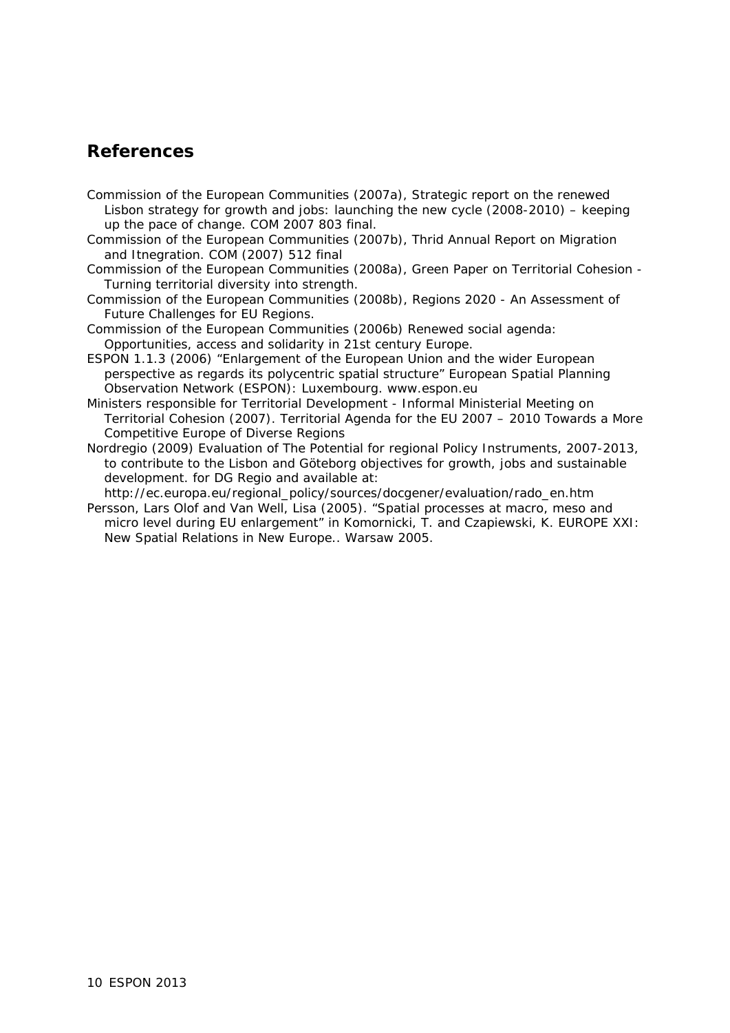## References

Commission of the European Communities (2007a), Strategic report on the renewed Lisbon strategy for growth and jobs: launching the new cycle (2008-2010) – keeping up the pace of change. COM 2007 803 final.

Commission of the European Communities (2007b), Thrid Annual Report on Migration and Itnegration. COM (2007) 512 final

Commission of the European Communities (2008a), Green Paper on Territorial Cohesion - Turning territorial diversity into strength.

Commission of the European Communities (2008b), Regions 2020 - An Assessment of Future Challenges for EU Regions.

Commission of the European Communities (2006b) Renewed social agenda: Opportunities, access and solidarity in 21st century Europe.

ESPON 1.1.3 (2006) “Enlargement of the European Union and the wider European perspective as regards its polycentric spatial structure” European Spatial Planning Observation Network (ESPON): Luxembourg. www.espon.eu

Ministers responsible for Territorial Development - Informal Ministerial Meeting on Territorial Cohesion (2007). Territorial Agenda for the EU 2007 – 2010 Towards a More Competitive Europe of Diverse Regions

Nordregio (2009) Evaluation of The Potential for regional Policy Instruments, 2007-2013, to contribute to the Lisbon and Göteborg objectives for growth, jobs and sustainable development. for DG Regio and available at: http://ec.europa.eu/regional_policy/sources/docgener/evaluation/rado_en.htm

Persson, Lars Olof and Van Well, Lisa (2005). “Spatial processes at macro, meso and micro level during EU enlargement” in Komornicki, T. and Czapiewski, K. EUROPE XXI: New Spatial Relations in New Europe.. Warsaw 2005.